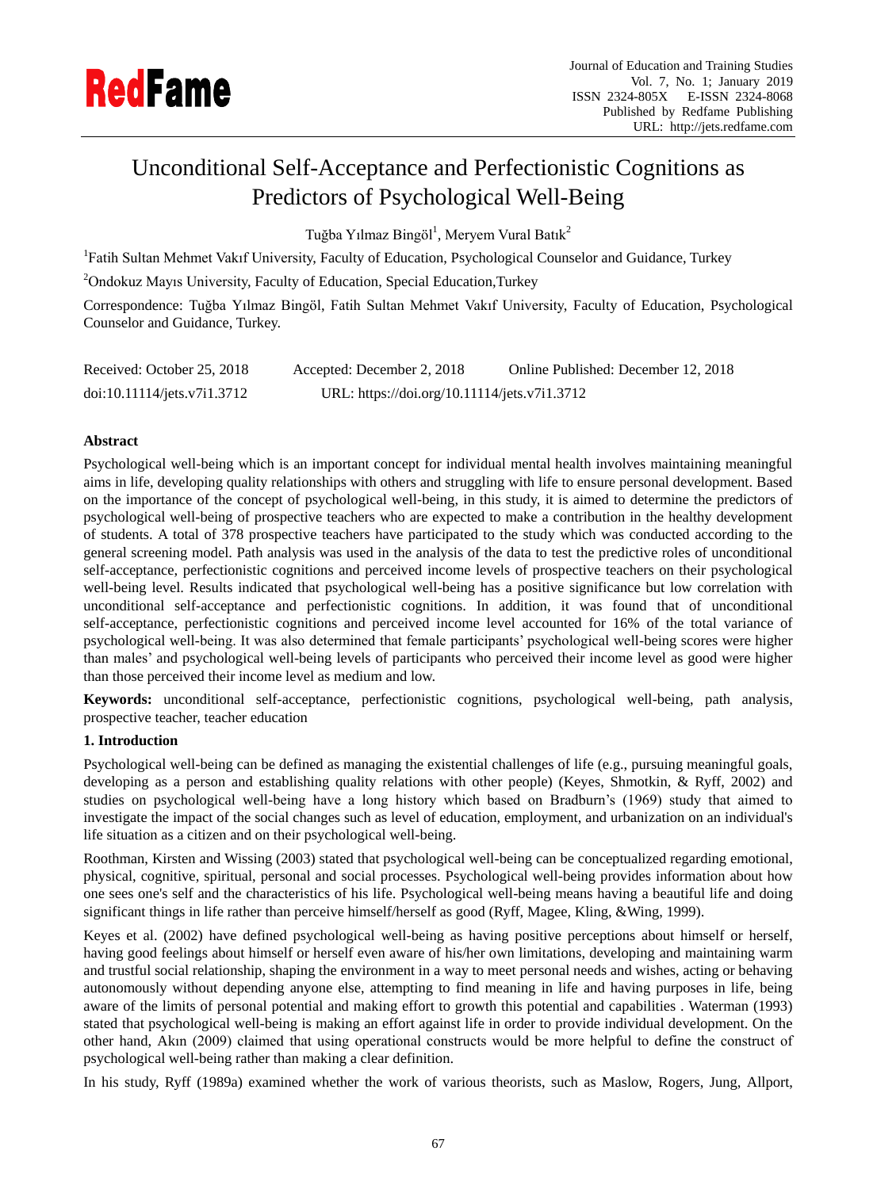# Unconditional Self-Acceptance and Perfectionistic Cognitions as Predictors of Psychological Well-Being

Tuğba Yılmaz Bingöl[1], Meryem Vural Batık[2]

[1]Fatih Sultan Mehmet Vakıf University, Faculty of Education, Psychological Counselor and Guidance, Turkey

[2]Ondokuz Mayıs University, Faculty of Education, Special Education,Turkey

Correspondence: Tuğba Yılmaz Bingöl, Fatih Sultan Mehmet Vakıf University, Faculty of Education, Psychological Counselor and Guidance, Turkey.

Received: October 25, 2018 Accepted: December 2, 2018 Online Published: December 12, 2018

doi:10.11114/jets.v7i1.3712 URL: https://doi.org/10.11114/jets.v7i1.3712

**Abstract**

Psychological well-being which is an important concept for individual mental health involves maintaining meaningful aims in life, developing quality relationships with others and struggling with life to ensure personal development. Based on the importance of the concept of psychological well-being, in this study, it is aimed to determine the predictors of psychological well-being of prospective teachers who are expected to make a contribution in the healthy development of students. A total of 378 prospective teachers have participated to the study which was conducted according to the general screening model. Path analysis was used in the analysis of the data to test the predictive roles of unconditional self-acceptance, perfectionistic cognitions and perceived income levels of prospective teachers on their psychological well-being level. Results indicated that psychological well-being has a positive significance but low correlation with unconditional self-acceptance and perfectionistic cognitions. In addition, it was found that of unconditional self-acceptance, perfectionistic cognitions and perceived income level accounted for 16% of the total variance of psychological well-being. It was also determined that female participants' psychological well-being scores were higher than males' and psychological well-being levels of participants who perceived their income level as good were higher than those perceived their income level as medium and low.

**Keywords:** unconditional self-acceptance, perfectionistic cognitions, psychological well-being, path analysis, prospective teacher, teacher education

## 1. Introduction

Psychological well-being can be defined as managing the existential challenges of life (e.g., pursuing meaningful goals, developing as a person and establishing quality relations with other people) (Keyes, Shmotkin, & Ryff, 2002) and studies on psychological well-being have a long history which based on Bradburn's (1969) study that aimed to investigate the impact of the social changes such as level of education, employment, and urbanization on an individual's life situation as a citizen and on their psychological well-being.

Roothman, Kirsten and Wissing (2003) stated that psychological well-being can be conceptualized regarding emotional, physical, cognitive, spiritual, personal and social processes. Psychological well-being provides information about how one sees one's self and the characteristics of his life. Psychological well-being means having a beautiful life and doing significant things in life rather than perceive himself/herself as good (Ryff, Magee, Kling, &Wing, 1999).

Keyes et al. (2002) have defined psychological well-being as having positive perceptions about himself or herself, having good feelings about himself or herself even aware of his/her own limitations, developing and maintaining warm and trustful social relationship, shaping the environment in a way to meet personal needs and wishes, acting or behaving autonomously without depending anyone else, attempting to find meaning in life and having purposes in life, being aware of the limits of personal potential and making effort to growth this potential and capabilities . Waterman (1993) stated that psychological well-being is making an effort against life in order to provide individual development. On the other hand, Akın (2009) claimed that using operational constructs would be more helpful to define the construct of psychological well-being rather than making a clear definition.

In his study, Ryff (1989a) examined whether the work of various theorists, such as Maslow, Rogers, Jung, Allport,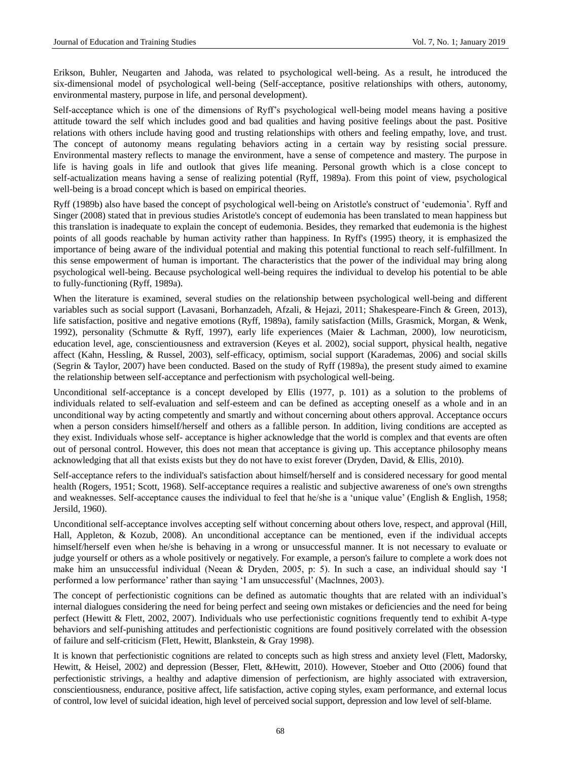Erikson, Buhler, Neugarten and Jahoda, was related to psychological well-being. As a result, he introduced the six-dimensional model of psychological well-being (Self-acceptance, positive relationships with others, autonomy, environmental mastery, purpose in life, and personal development).

Self-acceptance which is one of the dimensions of Ryff's psychological well-being model means having a positive attitude toward the self which includes good and bad qualities and having positive feelings about the past. Positive relations with others include having good and trusting relationships with others and feeling empathy, love, and trust. The concept of autonomy means regulating behaviors acting in a certain way by resisting social pressure. Environmental mastery reflects to manage the environment, have a sense of competence and mastery. The purpose in life is having goals in life and outlook that gives life meaning. Personal growth which is a close concept to self-actualization means having a sense of realizing potential (Ryff, 1989a). From this point of view, psychological well-being is a broad concept which is based on empirical theories.

Ryff (1989b) also have based the concept of psychological well-being on Aristotle's construct of 'eudemonia'. Ryff and Singer (2008) stated that in previous studies Aristotle's concept of eudemonia has been translated to mean happiness but this translation is inadequate to explain the concept of eudemonia. Besides, they remarked that eudemonia is the highest points of all goods reachable by human activity rather than happiness. In Ryff's (1995) theory, it is emphasized the importance of being aware of the individual potential and making this potential functional to reach self-fulfillment. In this sense empowerment of human is important. The characteristics that the power of the individual may bring along psychological well-being. Because psychological well-being requires the individual to develop his potential to be able to fully-functioning (Ryff, 1989a).

When the literature is examined, several studies on the relationship between psychological well-being and different variables such as social support (Lavasani, Borhanzadeh, Afzali, & Hejazi, 2011; Shakespeare-Finch & Green, 2013), life satisfaction, positive and negative emotions (Ryff, 1989a), family satisfaction (Mills, Grasmick, Morgan, & Wenk, 1992), personality (Schmutte & Ryff, 1997), early life experiences (Maier & Lachman, 2000), low neuroticism, education level, age, conscientiousness and extraversion (Keyes et al. 2002), social support, physical health, negative affect (Kahn, Hessling, & Russel, 2003), self-efficacy, optimism, social support (Karademas, 2006) and social skills (Segrin & Taylor, 2007) have been conducted. Based on the study of Ryff (1989a), the present study aimed to examine the relationship between self-acceptance and perfectionism with psychological well-being.

Unconditional self-acceptance is a concept developed by Ellis (1977, p. 101) as a solution to the problems of individuals related to self-evaluation and self-esteem and can be defined as accepting oneself as a whole and in an unconditional way by acting competently and smartly and without concerning about others approval. Acceptance occurs when a person considers himself/herself and others as a fallible person. In addition, living conditions are accepted as they exist. Individuals whose self- acceptance is higher acknowledge that the world is complex and that events are often out of personal control. However, this does not mean that acceptance is giving up. This acceptance philosophy means acknowledging that all that exists exists but they do not have to exist forever (Dryden, David, & Ellis, 2010).

Self-acceptance refers to the individual's satisfaction about himself/herself and is considered necessary for good mental health (Rogers, 1951; Scott, 1968). Self-acceptance requires a realistic and subjective awareness of one's own strengths and weaknesses. Self-acceptance causes the individual to feel that he/she is a 'unique value' (English & English, 1958; Jersild, 1960).

Unconditional self-acceptance involves accepting self without concerning about others love, respect, and approval (Hill, Hall, Appleton, & Kozub, 2008). An unconditional acceptance can be mentioned, even if the individual accepts himself/herself even when he/she is behaving in a wrong or unsuccessful manner. It is not necessary to evaluate or judge yourself or others as a whole positively or negatively. For example, a person's failure to complete a work does not make him an unsuccessful individual (Neean & Dryden, 2005, p: 5). In such a case, an individual should say 'I performed a low performance' rather than saying 'I am unsuccessful' (Maclnnes, 2003).

The concept of perfectionistic cognitions can be defined as automatic thoughts that are related with an individual's internal dialogues considering the need for being perfect and seeing own mistakes or deficiencies and the need for being perfect (Hewitt & Flett, 2002, 2007). Individuals who use perfectionistic cognitions frequently tend to exhibit A-type behaviors and self-punishing attitudes and perfectionistic cognitions are found positively correlated with the obsession of failure and self-criticism (Flett, Hewitt, Blankstein, & Gray 1998).

It is known that perfectionistic cognitions are related to concepts such as high stress and anxiety level (Flett, Madorsky, Hewitt, & Heisel, 2002) and depression (Besser, Flett, &Hewitt, 2010). However, Stoeber and Otto (2006) found that perfectionistic strivings, a healthy and adaptive dimension of perfectionism, are highly associated with extraversion, conscientiousness, endurance, positive affect, life satisfaction, active coping styles, exam performance, and external locus of control, low level of suicidal ideation, high level of perceived social support, depression and low level of self-blame.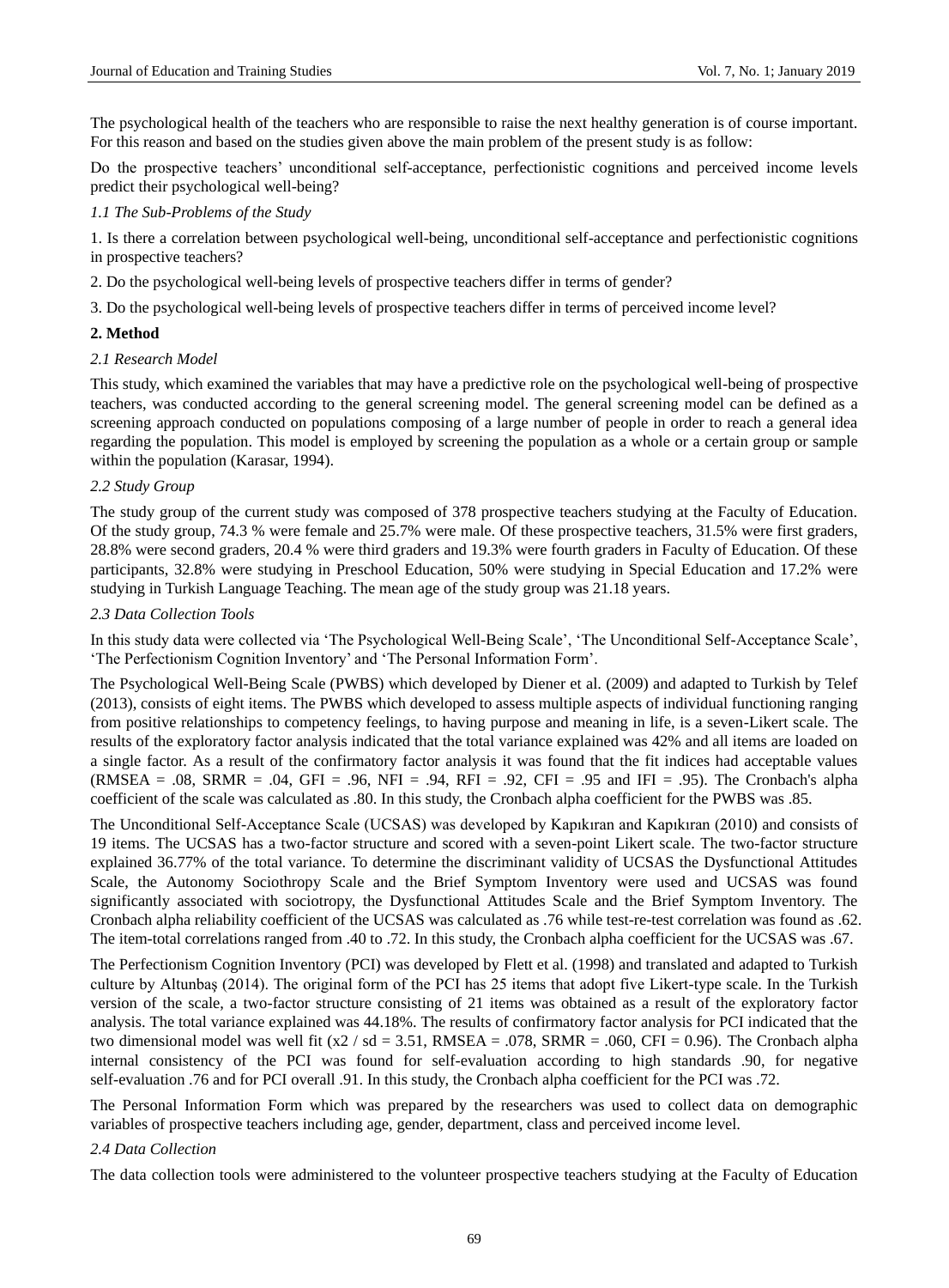The psychological health of the teachers who are responsible to raise the next healthy generation is of course important. For this reason and based on the studies given above the main problem of the present study is as follow:

Do the prospective teachers' unconditional self-acceptance, perfectionistic cognitions and perceived income levels predict their psychological well-being?

### *1.1 The Sub-Problems of the Study*

1. Is there a correlation between psychological well-being, unconditional self-acceptance and perfectionistic cognitions in prospective teachers?

2. Do the psychological well-being levels of prospective teachers differ in terms of gender?

3. Do the psychological well-being levels of prospective teachers differ in terms of perceived income level?

## **2. Method**

### *2.1 Research Model*

This study, which examined the variables that may have a predictive role on the psychological well-being of prospective teachers, was conducted according to the general screening model. The general screening model can be defined as a screening approach conducted on populations composing of a large number of people in order to reach a general idea regarding the population. This model is employed by screening the population as a whole or a certain group or sample within the population (Karasar, 1994).

### *2.2 Study Group*

The study group of the current study was composed of 378 prospective teachers studying at the Faculty of Education. Of the study group, 74.3 % were female and 25.7% were male. Of these prospective teachers, 31.5% were first graders, 28.8% were second graders, 20.4 % were third graders and 19.3% were fourth graders in Faculty of Education. Of these participants, 32.8% were studying in Preschool Education, 50% were studying in Special Education and 17.2% were studying in Turkish Language Teaching. The mean age of the study group was 21.18 years.

### *2.3 Data Collection Tools*

In this study data were collected via 'The Psychological Well-Being Scale', 'The Unconditional Self-Acceptance Scale', 'The Perfectionism Cognition Inventory' and 'The Personal Information Form'.

The Psychological Well-Being Scale (PWBS) which developed by Diener et al. (2009) and adapted to Turkish by Telef (2013), consists of eight items. The PWBS which developed to assess multiple aspects of individual functioning ranging from positive relationships to competency feelings, to having purpose and meaning in life, is a seven-Likert scale. The results of the exploratory factor analysis indicated that the total variance explained was 42% and all items are loaded on a single factor. As a result of the confirmatory factor analysis it was found that the fit indices had acceptable values (RMSEA = .08, SRMR = .04, GFI = .96, NFI = .94, RFI = .92, CFI = .95 and IFI = .95). The Cronbach's alpha coefficient of the scale was calculated as .80. In this study, the Cronbach alpha coefficient for the PWBS was .85.

The Unconditional Self-Acceptance Scale (UCSAS) was developed by Kapıkıran and Kapıkıran (2010) and consists of 19 items. The UCSAS has a two-factor structure and scored with a seven-point Likert scale. The two-factor structure explained 36.77% of the total variance. To determine the discriminant validity of UCSAS the Dysfunctional Attitudes Scale, the Autonomy Sociothropy Scale and the Brief Symptom Inventory were used and UCSAS was found significantly associated with sociotropy, the Dysfunctional Attitudes Scale and the Brief Symptom Inventory. The Cronbach alpha reliability coefficient of the UCSAS was calculated as .76 while test-re-test correlation was found as .62. The item-total correlations ranged from .40 to .72. In this study, the Cronbach alpha coefficient for the UCSAS was .67.

The Perfectionism Cognition Inventory (PCI) was developed by Flett et al. (1998) and translated and adapted to Turkish culture by Altunbaş (2014). The original form of the PCI has 25 items that adopt five Likert-type scale. In the Turkish version of the scale, a two-factor structure consisting of 21 items was obtained as a result of the exploratory factor analysis. The total variance explained was 44.18%. The results of confirmatory factor analysis for PCI indicated that the two dimensional model was well fit ($x2$ / sd = 3.51, RMSEA = .078, SRMR = .060, CFI = 0.96). The Cronbach alpha internal consistency of the PCI was found for self-evaluation according to high standards .90, for negative self-evaluation .76 and for PCI overall .91. In this study, the Cronbach alpha coefficient for the PCI was .72.

The Personal Information Form which was prepared by the researchers was used to collect data on demographic variables of prospective teachers including age, gender, department, class and perceived income level.

### *2.4 Data Collection*

The data collection tools were administered to the volunteer prospective teachers studying at the Faculty of Education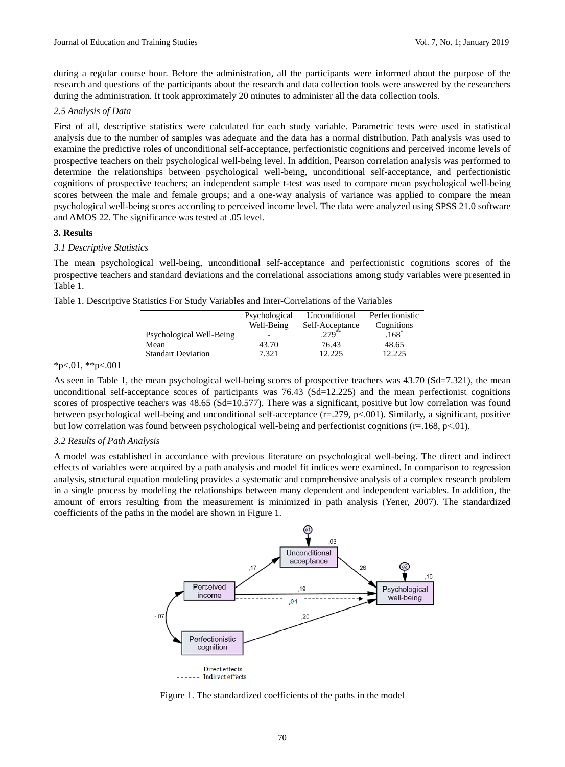during a regular course hour. Before the administration, all the participants were informed about the purpose of the research and questions of the participants about the research and data collection tools were answered by the researchers during the administration. It took approximately 20 minutes to administer all the data collection tools.

### *2.5 Analysis of Data*

First of all, descriptive statistics were calculated for each study variable. Parametric tests were used in statistical analysis due to the number of samples was adequate and the data has a normal distribution. Path analysis was used to examine the predictive roles of unconditional self-acceptance, perfectionistic cognitions and perceived income levels of prospective teachers on their psychological well-being level. In addition, Pearson correlation analysis was performed to determine the relationships between psychological well-being, unconditional self-acceptance, and perfectionistic cognitions of prospective teachers; an independent sample t-test was used to compare mean psychological well-being scores between the male and female groups; and a one-way analysis of variance was applied to compare the mean psychological well-being scores according to perceived income level. The data were analyzed using SPSS 21.0 software and AMOS 22. The significance was tested at .05 level.

## 3. Results

### *3.1 Descriptive Statistics*

The mean psychological well-being, unconditional self-acceptance and perfectionistic cognitions scores of the prospective teachers and standard deviations and the correlational associations among study variables were presented in Table 1.

Table 1. Descriptive Statistics For Study Variables and Inter-Correlations of the Variables

| | Psychological Well-Being | Unconditional Self-Acceptance | Perfectionistic Cognitions |
|---|---|---|---|
| Psychological Well-Being | - | .279** | .168* |
| Mean | 43.70 | 76.43 | 48.65 |
| Standart Deviation | 7.321 | 12.225 | 12.225 |

*p<.01, **p<.001

As seen in Table 1, the mean psychological well-being scores of prospective teachers was 43.70 (Sd=7.321), the mean unconditional self-acceptance scores of participants was 76.43 (Sd=12.225) and the mean perfectionist cognitions scores of prospective teachers was 48.65 (Sd=10.577). There was a significant, positive but low correlation was found between psychological well-being and unconditional self-acceptance (r=.279, p<.001). Similarly, a significant, positive but low correlation was found between psychological well-being and perfectionist cognitions (r=.168, p<.01).

### *3.2 Results of Path Analysis*

A model was established in accordance with previous literature on psychological well-being. The direct and indirect effects of variables were acquired by a path analysis and model fit indices were examined. In comparison to regression analysis, structural equation modeling provides a systematic and comprehensive analysis of a complex research problem in a single process by modeling the relationships between many dependent and independent variables. In addition, the amount of errors resulting from the measurement is minimized in path analysis (Yener, 2007). The standardized coefficients of the paths in the model are shown in Figure 1.

Figure 1. The standardized coefficients of the paths in the model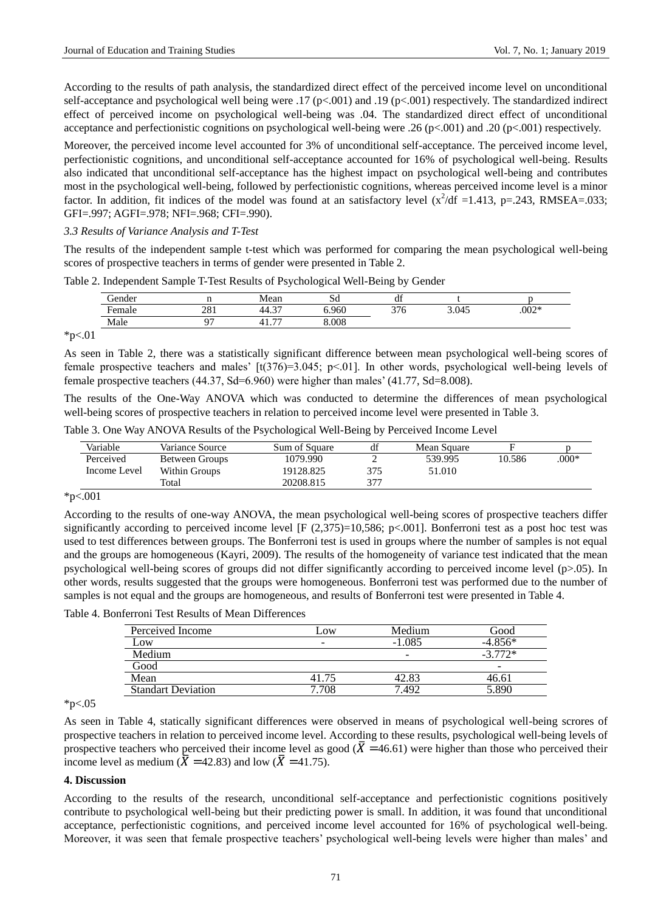According to the results of path analysis, the standardized direct effect of the perceived income level on unconditional self-acceptance and psychological well being were .17 ($p<.001$) and .19 ($p<.001$) respectively. The standardized indirect effect of perceived income on psychological well-being was .04. The standardized direct effect of unconditional acceptance and perfectionistic cognitions on psychological well-being were .26 ($p<.001$) and .20 ($p<.001$) respectively.

Moreover, the perceived income level accounted for 3% of unconditional self-acceptance. The perceived income level, perfectionistic cognitions, and unconditional self-acceptance accounted for 16% of psychological well-being. Results also indicated that unconditional self-acceptance has the highest impact on psychological well-being and contributes most in the psychological well-being, followed by perfectionistic cognitions, whereas perceived income level is a minor factor. In addition, fit indices of the model was found at an satisfactory level ($x^2/df$ =1.413, p=.243, RMSEA=.033; GFI=.997; AGFI=.978; NFI=.968; CFI=.990).

### *3.3 Results of Variance Analysis and T-Test*

The results of the independent sample t-test which was performed for comparing the mean psychological well-being scores of prospective teachers in terms of gender were presented in Table 2.

Table 2. Independent Sample T-Test Results of Psychological Well-Being by Gender

| Gender | n | Mean | Sd | df | t | p |
|---|---|---|---|---|---|---|
| Female | 281 | 44.37 | 6.960 | 376 | 3.045 | .002* |
| Male | 97 | 41.77 | 8.008 | | | |

*p<.01

As seen in Table 2, there was a statistically significant difference between mean psychological well-being scores of female prospective teachers and males' [t(376)=3.045; $p<.01$]. In other words, psychological well-being levels of female prospective teachers (44.37, Sd=6.960) were higher than males' (41.77, Sd=8.008).

The results of the One-Way ANOVA which was conducted to determine the differences of mean psychological well-being scores of prospective teachers in relation to perceived income level were presented in Table 3.

Table 3. One Way ANOVA Results of the Psychological Well-Being by Perceived Income Level

| Variable | Variance Source | Sum of Square | df | Mean Square | F | p |
|---|---|---|---|---|---|---|
| Perceived Income Level | Between Groups | 1079.990 | 2 | 539.995 | 10.586 | .000* |
| | Within Groups | 19128.825 | 375 | 51.010 | | |
| | Total | 20208.815 | 377 | | | |

*p<.001

According to the results of one-way ANOVA, the mean psychological well-being scores of prospective teachers differ significantly according to perceived income level [F (2,375)=10,586; $p<.001$]. Bonferroni test as a post hoc test was used to test differences between groups. The Bonferroni test is used in groups where the number of samples is not equal and the groups are homogeneous (Kayri, 2009). The results of the homogeneity of variance test indicated that the mean psychological well-being scores of groups did not differ significantly according to perceived income level ($p>.05$). In other words, results suggested that the groups were homogeneous. Bonferroni test was performed due to the number of samples is not equal and the groups are homogeneous, and results of Bonferroni test were presented in Table 4.

Table 4. Bonferroni Test Results of Mean Differences

| Perceived Income | Low | Medium | Good |
|---|---|---|---|
| Low | - | -1.085 | -4.856* |
| Medium | | - | -3.772* |
| Good | | | - |
| Mean | 41.75 | 42.83 | 46.61 |
| Standart Deviation | 7.708 | 7.492 | 5.890 |

*p<.05

As seen in Table 4, statically significant differences were observed in means of psychological well-being scrores of prospective teachers in relation to perceived income level. According to these results, psychological well-being levels of prospective teachers who perceived their income level as good ($\bar{X}$ =46.61) were higher than those who perceived their income level as medium ($\bar{X}$ =42.83) and low ($\bar{X}$ =41.75).

## 4. Discussion

According to the results of the research, unconditional self-acceptance and perfectionistic cognitions positively contribute to psychological well-being but their predicting power is small. In addition, it was found that unconditional acceptance, perfectionistic cognitions, and perceived income level accounted for 16% of psychological well-being. Moreover, it was seen that female prospective teachers' psychological well-being levels were higher than males' and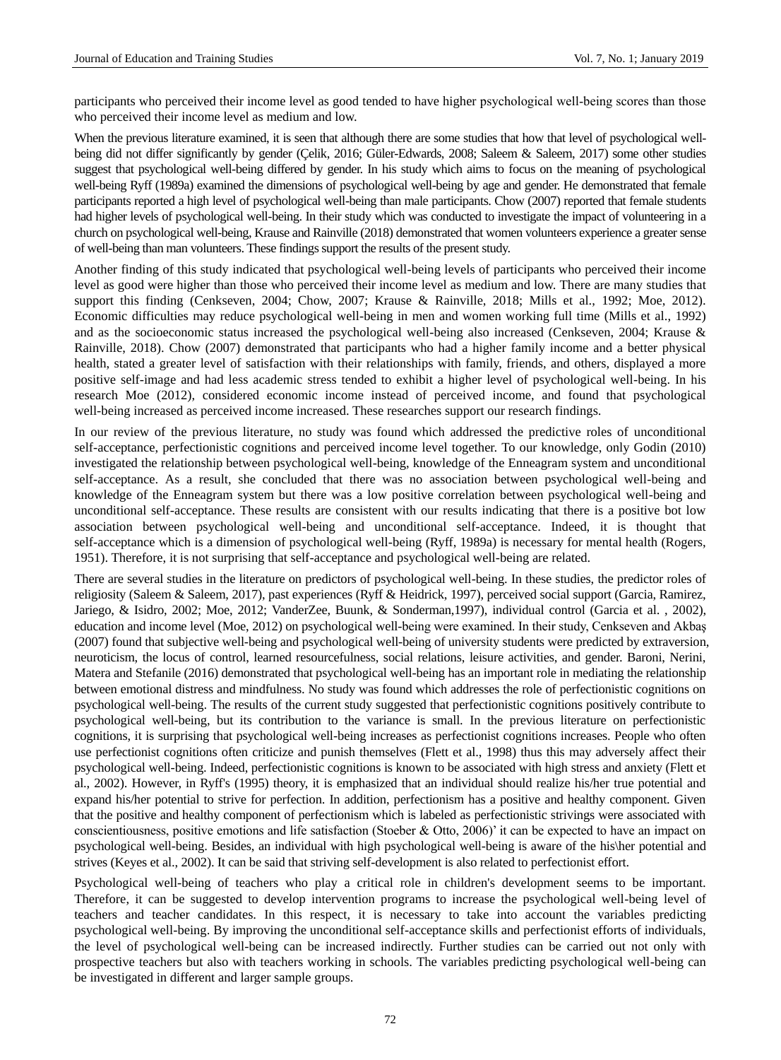participants who perceived their income level as good tended to have higher psychological well-being scores than those who perceived their income level as medium and low.

When the previous literature examined, it is seen that although there are some studies that how that level of psychological well-being did not differ significantly by gender (Çelik, 2016; Güler-Edwards, 2008; Saleem & Saleem, 2017) some other studies suggest that psychological well-being differed by gender. In his study which aims to focus on the meaning of psychological well-being Ryff (1989a) examined the dimensions of psychological well-being by age and gender. He demonstrated that female participants reported a high level of psychological well-being than male participants. Chow (2007) reported that female students had higher levels of psychological well-being. In their study which was conducted to investigate the impact of volunteering in a church on psychological well-being, Krause and Rainville (2018) demonstrated that women volunteers experience a greater sense of well-being than man volunteers. These findings support the results of the present study.

Another finding of this study indicated that psychological well-being levels of participants who perceived their income level as good were higher than those who perceived their income level as medium and low. There are many studies that support this finding (Cenkseven, 2004; Chow, 2007; Krause & Rainville, 2018; Mills et al., 1992; Moe, 2012). Economic difficulties may reduce psychological well-being in men and women working full time (Mills et al., 1992) and as the socioeconomic status increased the psychological well-being also increased (Cenkseven, 2004; Krause & Rainville, 2018). Chow (2007) demonstrated that participants who had a higher family income and a better physical health, stated a greater level of satisfaction with their relationships with family, friends, and others, displayed a more positive self-image and had less academic stress tended to exhibit a higher level of psychological well-being. In his research Moe (2012), considered economic income instead of perceived income, and found that psychological well-being increased as perceived income increased. These researches support our research findings.

In our review of the previous literature, no study was found which addressed the predictive roles of unconditional self-acceptance, perfectionistic cognitions and perceived income level together. To our knowledge, only Godin (2010) investigated the relationship between psychological well-being, knowledge of the Enneagram system and unconditional self-acceptance. As a result, she concluded that there was no association between psychological well-being and knowledge of the Enneagram system but there was a low positive correlation between psychological well-being and unconditional self-acceptance. These results are consistent with our results indicating that there is a positive bot low association between psychological well-being and unconditional self-acceptance. Indeed, it is thought that self-acceptance which is a dimension of psychological well-being (Ryff, 1989a) is necessary for mental health (Rogers, 1951). Therefore, it is not surprising that self-acceptance and psychological well-being are related.

There are several studies in the literature on predictors of psychological well-being. In these studies, the predictor roles of religiosity (Saleem & Saleem, 2017), past experiences (Ryff & Heidrick, 1997), perceived social support (Garcia, Ramirez, Jariego, & Isidro, 2002; Moe, 2012; VanderZee, Buunk, & Sonderman,1997), individual control (Garcia et al. , 2002), education and income level (Moe, 2012) on psychological well-being were examined. In their study, Cenkseven and Akbaş (2007) found that subjective well-being and psychological well-being of university students were predicted by extraversion, neuroticism, the locus of control, learned resourcefulness, social relations, leisure activities, and gender. Baroni, Nerini, Matera and Stefanile (2016) demonstrated that psychological well-being has an important role in mediating the relationship between emotional distress and mindfulness. No study was found which addresses the role of perfectionistic cognitions on psychological well-being. The results of the current study suggested that perfectionistic cognitions positively contribute to psychological well-being, but its contribution to the variance is small. In the previous literature on perfectionistic cognitions, it is surprising that psychological well-being increases as perfectionist cognitions increases. People who often use perfectionist cognitions often criticize and punish themselves (Flett et al., 1998) thus this may adversely affect their psychological well-being. Indeed, perfectionistic cognitions is known to be associated with high stress and anxiety (Flett et al., 2002). However, in Ryff's (1995) theory, it is emphasized that an individual should realize his/her true potential and expand his/her potential to strive for perfection. In addition, perfectionism has a positive and healthy component. Given that the positive and healthy component of perfectionism which is labeled as perfectionistic strivings were associated with conscientiousness, positive emotions and life satisfaction (Stoeber & Otto, 2006)' it can be expected to have an impact on psychological well-being. Besides, an individual with high psychological well-being is aware of the his\her potential and strives (Keyes et al., 2002). It can be said that striving self-development is also related to perfectionist effort.

Psychological well-being of teachers who play a critical role in children's development seems to be important. Therefore, it can be suggested to develop intervention programs to increase the psychological well-being level of teachers and teacher candidates. In this respect, it is necessary to take into account the variables predicting psychological well-being. By improving the unconditional self-acceptance skills and perfectionist efforts of individuals, the level of psychological well-being can be increased indirectly. Further studies can be carried out not only with prospective teachers but also with teachers working in schools. The variables predicting psychological well-being can be investigated in different and larger sample groups.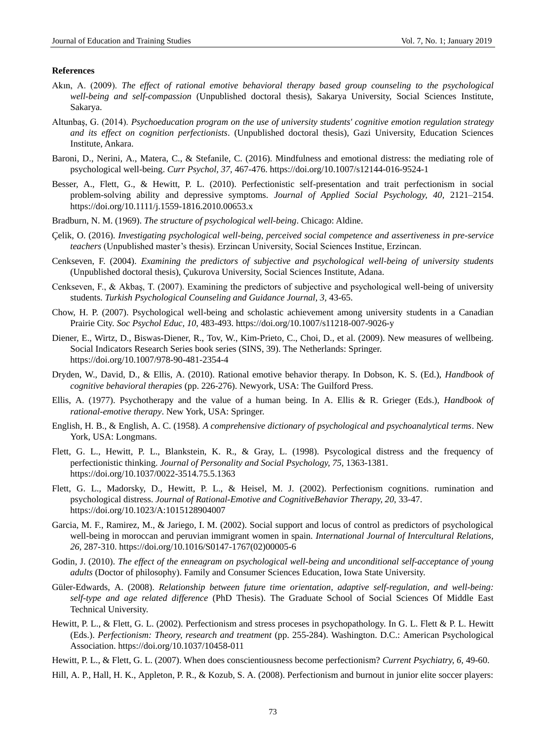**References**

Akın, A. (2009). *The effect of rational emotive behavioral therapy based group counseling to the psychological well-being and self-compassion* (Unpublished doctoral thesis), Sakarya University, Social Sciences Institute, Sakarya.

Altunbaş, G. (2014). *Psychoeducation program on the use of university students' cognitive emotion regulation strategy and its effect on cognition perfectionists*. (Unpublished doctoral thesis), Gazi University, Education Sciences Institute, Ankara.

Baroni, D., Nerini, A., Matera, C., & Stefanile, C. (2016). Mindfulness and emotional distress: the mediating role of psychological well-being. *Curr Psychol, 37,* 467-476. https://doi.org/10.1007/s12144-016-9524-1

Besser, A., Flett, G., & Hewitt, P. L. (2010). Perfectionistic self-presentation and trait perfectionism in social problem-solving ability and depressive symptoms. *Journal of Applied Social Psychology, 40*, 2121–2154. https://doi.org/10.1111/j.1559-1816.2010.00653.x

Bradburn, N. M. (1969). *The structure of psychological well-being*. Chicago: Aldine.

Çelik, O. (2016). *Investigating psychological well-being, perceived social competence and assertiveness in pre-service teachers* (Unpublished master's thesis). Erzincan University, Social Sciences Institue, Erzincan.

Cenkseven, F. (2004). *Examining the predictors of subjective and psychological well-being of university students* (Unpublished doctoral thesis), Çukurova University, Social Sciences Institute, Adana.

Cenkseven, F., & Akbaş, T. (2007). Examining the predictors of subjective and psychological well-being of university students. *Turkish Psychological Counseling and Guidance Journal, 3,* 43-65.

Chow, H. P. (2007). Psychological well-being and scholastic achievement among university students in a Canadian Prairie City. *Soc Psychol Educ, 10*, 483-493. https://doi.org/10.1007/s11218-007-9026-y

Diener, E., Wirtz, D., Biswas-Diener, R., Tov, W., Kim-Prieto, C., Choi, D., et al. (2009). New measures of wellbeing. Social Indicators Research Series book series (SINS, 39). The Netherlands: Springer. https://doi.org/10.1007/978-90-481-2354-4

Dryden, W., David, D., & Ellis, A. (2010). Rational emotive behavior therapy. In Dobson, K. S. (Ed.), *Handbook of cognitive behavioral therapies* (pp. 226-276). Newyork, USA: The Guilford Press.

Ellis, A. (1977). Psychotherapy and the value of a human being. In A. Ellis & R. Grieger (Eds.), *Handbook of rational-emotive therapy*. New York, USA: Springer.

English, H. B., & English, A. C. (1958). *A comprehensive dictionary of psychological and psychoanalytical terms*. New York, USA: Longmans.

Flett, G. L., Hewitt, P. L., Blankstein, K. R., & Gray, L. (1998). Psycological distress and the frequency of perfectionistic thinking. *Journal of Personality and Social Psychology, 75,* 1363-1381. https://doi.org/10.1037/0022-3514.75.5.1363

Flett, G. L., Madorsky, D., Hewitt, P. L., & Heisel, M. J. (2002). Perfectionism cognitions. rumination and psychological distress. *Journal of Rational-Emotive and CognitiveBehavior Therapy, 20*, 33-47. https://doi.org/10.1023/A:1015128904007

Garcia, M. F., Ramirez, M., & Jariego, I. M. (2002). Social support and locus of control as predictors of psychological well-being in moroccan and peruvian immigrant women in spain. *International Journal of Intercultural Relations, 26,* 287-310. https://doi.org/10.1016/S0147-1767(02)00005-6

Godin, J. (2010). *The effect of the enneagram on psychological well-being and unconditional self-acceptance of young adults* (Doctor of philosophy). Family and Consumer Sciences Education, Iowa State University.

Güler-Edwards, A. (2008). *Relationship between future time orientation, adaptive self-regulation, and well-being: self-type and age related difference* (PhD Thesis). The Graduate School of Social Sciences Of Middle East Technical University.

Hewitt, P. L., & Flett, G. L. (2002). Perfectionism and stress proceses in psychopathology. In G. L. Flett & P. L. Hewitt (Eds.). *Perfectionism: Theory, research and treatment* (pp. 255-284). Washington. D.C.: American Psychological Association. https://doi.org/10.1037/10458-011

Hewitt, P. L., & Flett, G. L. (2007). When does conscientiousness become perfectionism? *Current Psychiatry, 6,* 49-60.

Hill, A. P., Hall, H. K., Appleton, P. R., & Kozub, S. A. (2008). Perfectionism and burnout in junior elite soccer players: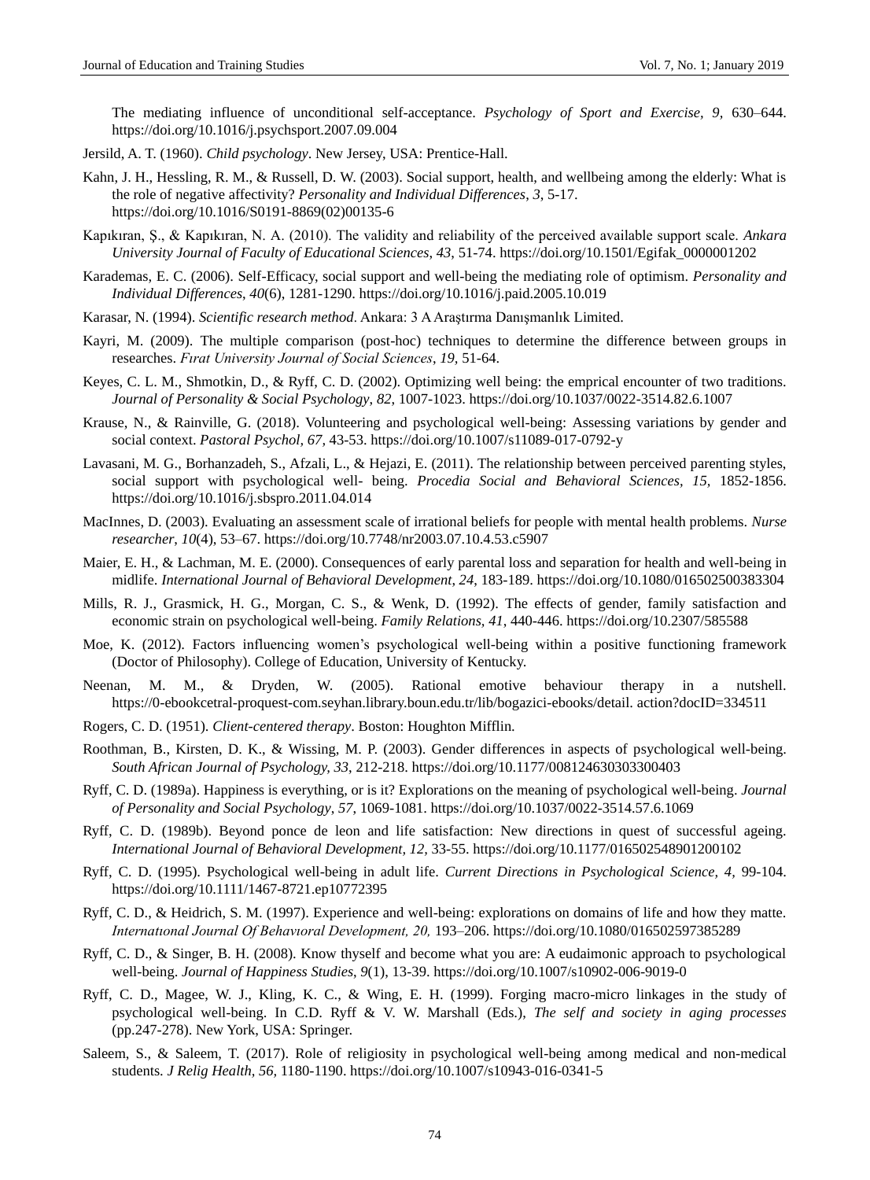The mediating influence of unconditional self-acceptance. *Psychology of Sport and Exercise, 9*, 630–644. https://doi.org/10.1016/j.psychsport.2007.09.004

Jersild, A. T. (1960). *Child psychology*. New Jersey, USA: Prentice-Hall.

Kahn, J. H., Hessling, R. M., & Russell, D. W. (2003). Social support, health, and wellbeing among the elderly: What is the role of negative affectivity? *Personality and Individual Differences*, *3*, 5-17. https://doi.org/10.1016/S0191-8869(02)00135-6

Kapıkıran, Ş., & Kapıkıran, N. A. (2010). The validity and reliability of the perceived available support scale. *Ankara University Journal of Faculty of Educational Sciences*, *43*, 51-74. https://doi.org/10.1501/Egifak_0000001202

Karademas, E. C. (2006). Self-Efficacy, social support and well-being the mediating role of optimism. *Personality and Individual Differences*, *40*(6), 1281-1290. https://doi.org/10.1016/j.paid.2005.10.019

Karasar, N. (1994). *Scientific research method*. Ankara: 3 A Araştırma Danışmanlık Limited.

Kayri, M. (2009). The multiple comparison (post-hoc) techniques to determine the difference between groups in researches. *Fırat University Journal of Social Sciences*, *19*, 51-64.

Keyes, C. L. M., Shmotkin, D., & Ryff, C. D. (2002). Optimizing well being: the emprical encounter of two traditions. *Journal of Personality & Social Psychology*, *82*, 1007-1023. https://doi.org/10.1037/0022-3514.82.6.1007

Krause, N., & Rainville, G. (2018). Volunteering and psychological well-being: Assessing variations by gender and social context. *Pastoral Psychol, 67*, 43-53. https://doi.org/10.1007/s11089-017-0792-y

Lavasani, M. G., Borhanzadeh, S., Afzali, L., & Hejazi, E. (2011). The relationship between perceived parenting styles, social support with psychological well- being. *Procedia Social and Behavioral Sciences*, *15*, 1852-1856. https://doi.org/10.1016/j.sbspro.2011.04.014

MacInnes, D. (2003). Evaluating an assessment scale of irrational beliefs for people with mental health problems. *Nurse researcher*, *10*(4), 53–67. https://doi.org/10.7748/nr2003.07.10.4.53.c5907

Maier, E. H., & Lachman, M. E. (2000). Consequences of early parental loss and separation for health and well-being in midlife. *International Journal of Behavioral Development*, *24*, 183-189. https://doi.org/10.1080/016502500383304

Mills, R. J., Grasmick, H. G., Morgan, C. S., & Wenk, D. (1992). The effects of gender, family satisfaction and economic strain on psychological well-being. *Family Relations*, *41*, 440-446. https://doi.org/10.2307/585588

Moe, K. (2012). Factors influencing women's psychological well-being within a positive functioning framework (Doctor of Philosophy). College of Education, University of Kentucky.

Neenan, M. M., & Dryden, W. (2005). Rational emotive behaviour therapy in a nutshell. https://0-ebookcetral-proquest-com.seyhan.library.boun.edu.tr/lib/bogazici-ebooks/detail. action?docID=334511

Rogers, C. D. (1951). *Client-centered therapy*. Boston: Houghton Mifflin.

Roothman, B., Kirsten, D. K., & Wissing, M. P. (2003). Gender differences in aspects of psychological well-being. *South African Journal of Psychology, 33*, 212-218. https://doi.org/10.1177/008124630303300403

Ryff, C. D. (1989a). Happiness is everything, or is it? Explorations on the meaning of psychological well-being. *Journal of Personality and Social Psychology*, *57*, 1069-1081. https://doi.org/10.1037/0022-3514.57.6.1069

Ryff, C. D. (1989b). Beyond ponce de leon and life satisfaction: New directions in quest of successful ageing. *International Journal of Behavioral Development, 12*, 33-55. https://doi.org/10.1177/016502548901200102

Ryff, C. D. (1995). Psychological well-being in adult life. *Current Directions in Psychological Science, 4*, 99-104. https://doi.org/10.1111/1467-8721.ep10772395

Ryff, C. D., & Heidrich, S. M. (1997). Experience and well-being: explorations on domains of life and how they matte. *Internatıonal Journal Of Behavıoral Development, 20,* 193–206. https://doi.org/10.1080/016502597385289

Ryff, C. D., & Singer, B. H. (2008). Know thyself and become what you are: A eudaimonic approach to psychological well-being. *Journal of Happiness Studies*, *9*(1), 13-39. https://doi.org/10.1007/s10902-006-9019-0

Ryff, C. D., Magee, W. J., Kling, K. C., & Wing, E. H. (1999). Forging macro-micro linkages in the study of psychological well-being. In C.D. Ryff & V. W. Marshall (Eds.), *The self and society in aging processes* (pp.247-278). New York, USA: Springer.

Saleem, S., & Saleem, T. (2017). Role of religiosity in psychological well-being among medical and non-medical students. *J Relig Health*, *56*, 1180-1190. https://doi.org/10.1007/s10943-016-0341-5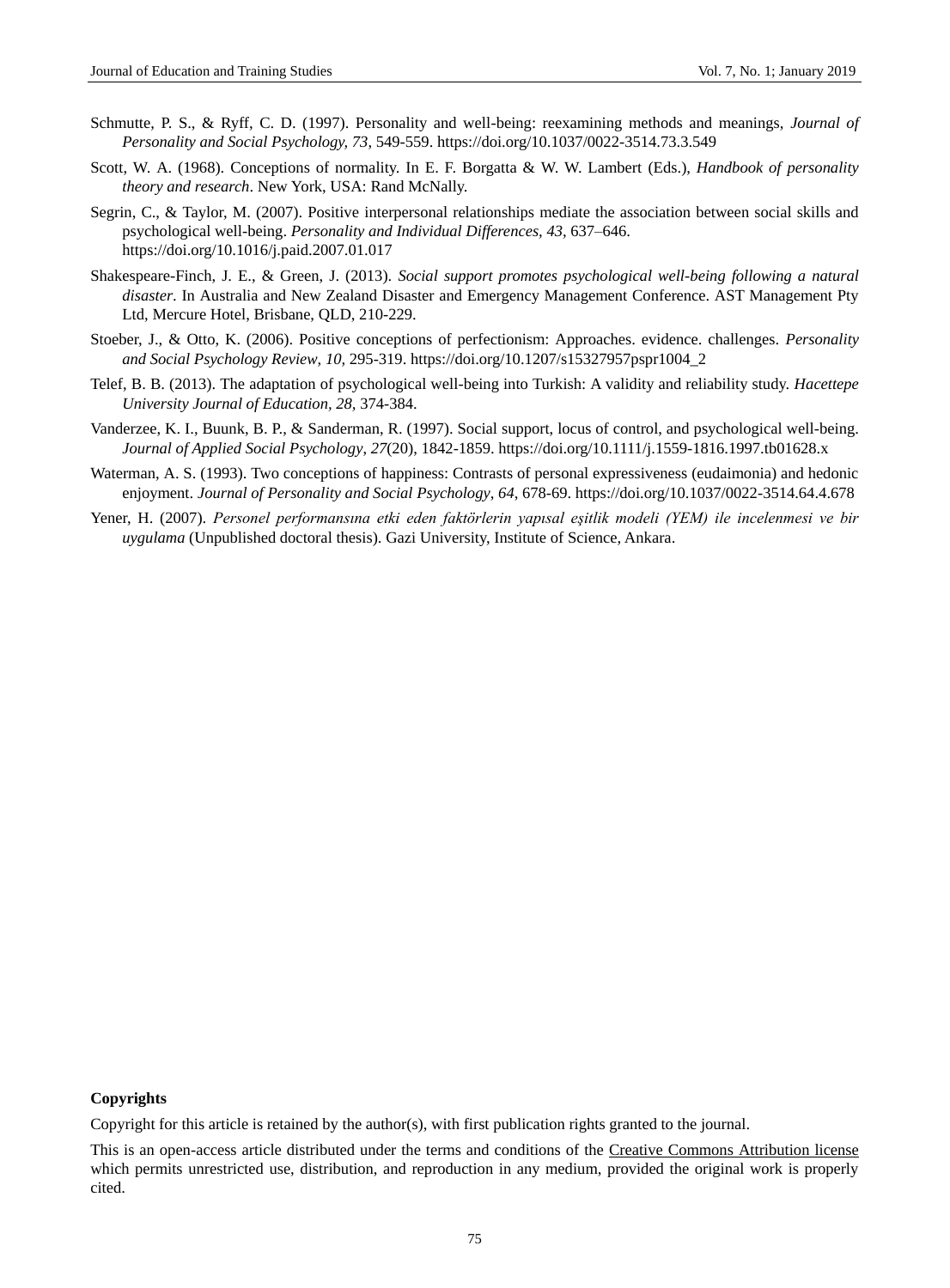Schmutte, P. S., & Ryff, C. D. (1997). Personality and well-being: reexamining methods and meanings, *Journal of Personality and Social Psychology, 73*, 549-559. https://doi.org/10.1037/0022-3514.73.3.549

Scott, W. A. (1968). Conceptions of normality. In E. F. Borgatta & W. W. Lambert (Eds.), *Handbook of personality theory and research*. New York, USA: Rand McNally.

Segrin, C., & Taylor, M. (2007). Positive interpersonal relationships mediate the association between social skills and psychological well-being. *Personality and Individual Differences, 43*, 637–646. https://doi.org/10.1016/j.paid.2007.01.017

Shakespeare-Finch, J. E., & Green, J. (2013). *Social support promotes psychological well-being following a natural disaster*. In Australia and New Zealand Disaster and Emergency Management Conference. AST Management Pty Ltd, Mercure Hotel, Brisbane, QLD, 210-229.

Stoeber, J., & Otto, K. (2006). Positive conceptions of perfectionism: Approaches. evidence. challenges. *Personality and Social Psychology Review, 10*, 295-319. https://doi.org/10.1207/s15327957pspr1004_2

Telef, B. B. (2013). The adaptation of psychological well-being into Turkish: A validity and reliability study. *Hacettepe University Journal of Education, 28*, 374-384.

Vanderzee, K. I., Buunk, B. P., & Sanderman, R. (1997). Social support, locus of control, and psychological well-being. *Journal of Applied Social Psychology, 27*(20), 1842-1859. https://doi.org/10.1111/j.1559-1816.1997.tb01628.x

Waterman, A. S. (1993). Two conceptions of happiness: Contrasts of personal expressiveness (eudaimonia) and hedonic enjoyment. *Journal of Personality and Social Psychology, 64*, 678-69. https://doi.org/10.1037/0022-3514.64.4.678

Yener, H. (2007). *Personel performansına etki eden faktörlerin yapısal eşitlik modeli (YEM) ile incelenmesi ve bir uygulama* (Unpublished doctoral thesis). Gazi University, Institute of Science, Ankara.

**Copyrights**

Copyright for this article is retained by the author(s), with first publication rights granted to the journal.

This is an open-access article distributed under the terms and conditions of the Creative Commons Attribution license which permits unrestricted use, distribution, and reproduction in any medium, provided the original work is properly cited.